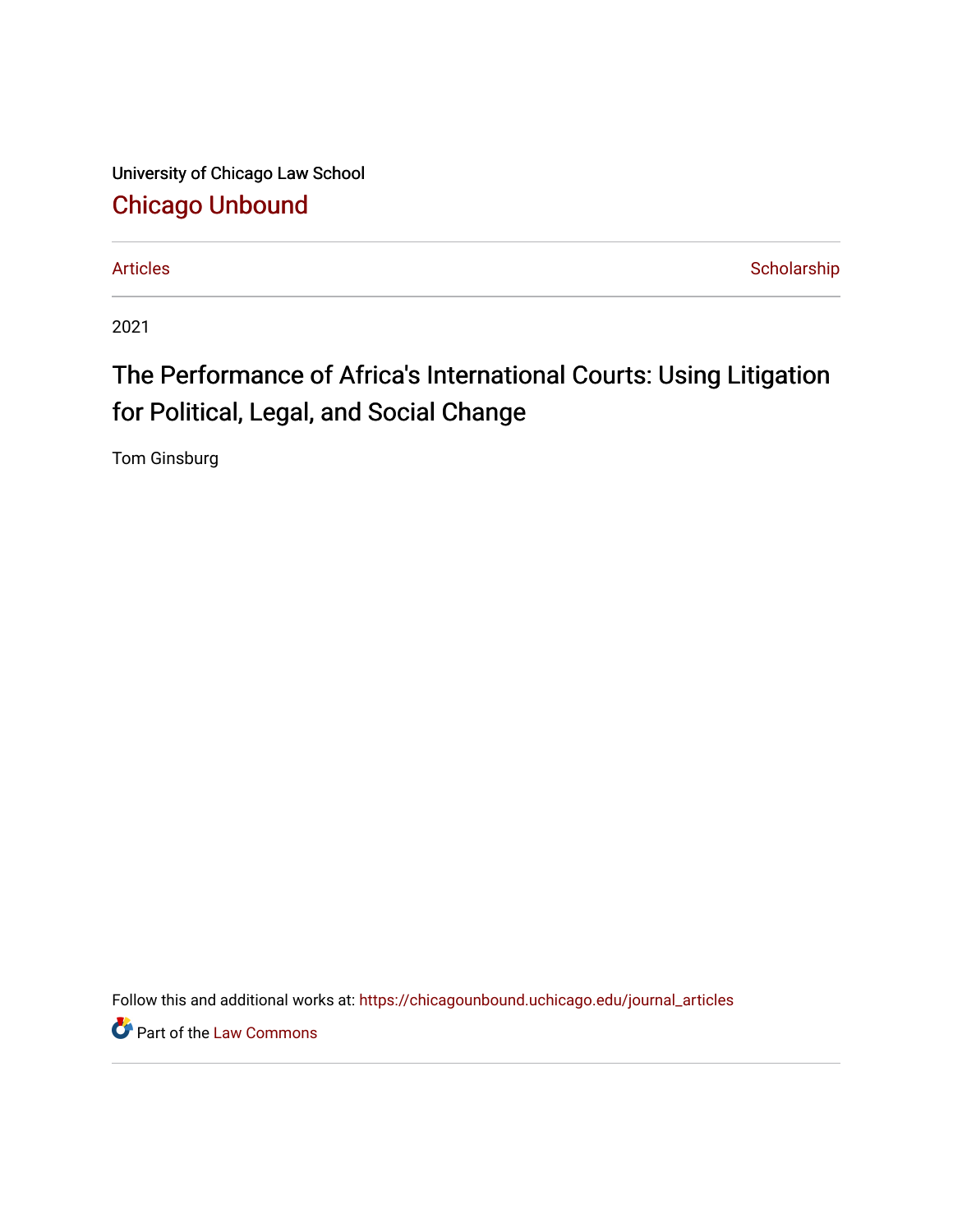University of Chicago Law School

# Chicago Unbound

Articles | Scholarship

2021

## The Performance of Africa's International Courts: Using Litigation for Political, Legal, and Social Change

Tom Ginsburg

Follow this and additional works at: https://chicagounbound.uchicago.edu/journal_articles

Part of the Law Commons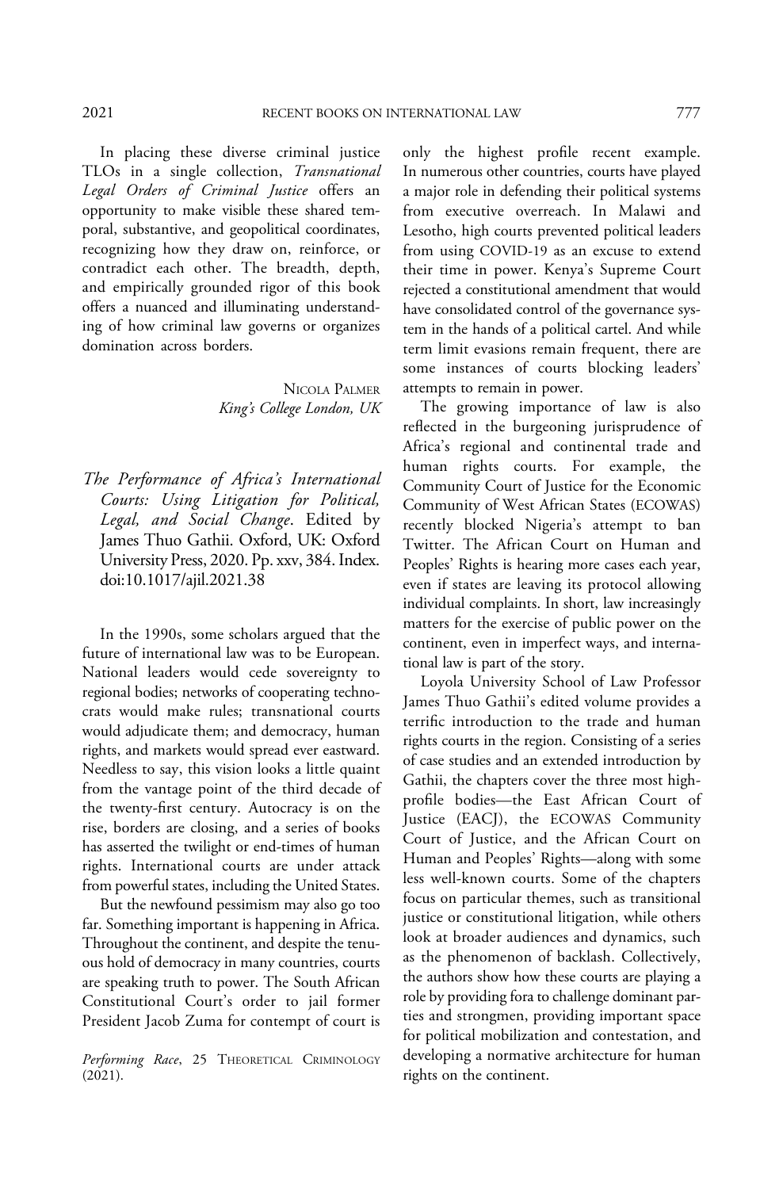In placing these diverse criminal justice TLOs in a single collection, *Transnational Legal Orders of Criminal Justice* offers an opportunity to make visible these shared temporal, substantive, and geopolitical coordinates, recognizing how they draw on, reinforce, or contradict each other. The breadth, depth, and empirically grounded rigor of this book offers a nuanced and illuminating understanding of how criminal law governs or organizes domination across borders.

NICOLA PALMER
*King's College London, UK*

*The Performance of Africa's International Courts: Using Litigation for Political, Legal, and Social Change*. Edited by James Thuo Gathii. Oxford, UK: Oxford University Press, 2020. Pp. xxv, 384. Index. doi:10.1017/ajil.2021.38

In the 1990s, some scholars argued that the future of international law was to be European. National leaders would cede sovereignty to regional bodies; networks of cooperating technocrats would make rules; transnational courts would adjudicate them; and democracy, human rights, and markets would spread ever eastward. Needless to say, this vision looks a little quaint from the vantage point of the third decade of the twenty-first century. Autocracy is on the rise, borders are closing, and a series of books has asserted the twilight or end-times of human rights. International courts are under attack from powerful states, including the United States.

But the newfound pessimism may also go too far. Something important is happening in Africa. Throughout the continent, and despite the tenuous hold of democracy in many countries, courts are speaking truth to power. The South African Constitutional Court's order to jail former President Jacob Zuma for contempt of court is only the highest profile recent example. In numerous other countries, courts have played a major role in defending their political systems from executive overreach. In Malawi and Lesotho, high courts prevented political leaders from using COVID-19 as an excuse to extend their time in power. Kenya's Supreme Court rejected a constitutional amendment that would have consolidated control of the governance system in the hands of a political cartel. And while term limit evasions remain frequent, there are some instances of courts blocking leaders' attempts to remain in power.

The growing importance of law is also reflected in the burgeoning jurisprudence of Africa's regional and continental trade and human rights courts. For example, the Community Court of Justice for the Economic Community of West African States (ECOWAS) recently blocked Nigeria's attempt to ban Twitter. The African Court on Human and Peoples' Rights is hearing more cases each year, even if states are leaving its protocol allowing individual complaints. In short, law increasingly matters for the exercise of public power on the continent, even in imperfect ways, and international law is part of the story.

Loyola University School of Law Professor James Thuo Gathii's edited volume provides a terrific introduction to the trade and human rights courts in the region. Consisting of a series of case studies and an extended introduction by Gathii, the chapters cover the three most high-profile bodies—the East African Court of Justice (EACJ), the ECOWAS Community Court of Justice, and the African Court on Human and Peoples' Rights—along with some less well-known courts. Some of the chapters focus on particular themes, such as transitional justice or constitutional litigation, while others look at broader audiences and dynamics, such as the phenomenon of backlash. Collectively, the authors show how these courts are playing a role by providing fora to challenge dominant parties and strongmen, providing important space for political mobilization and contestation, and developing a normative architecture for human rights on the continent.

*Performing Race*, 25 THEORETICAL CRIMINOLOGY (2021).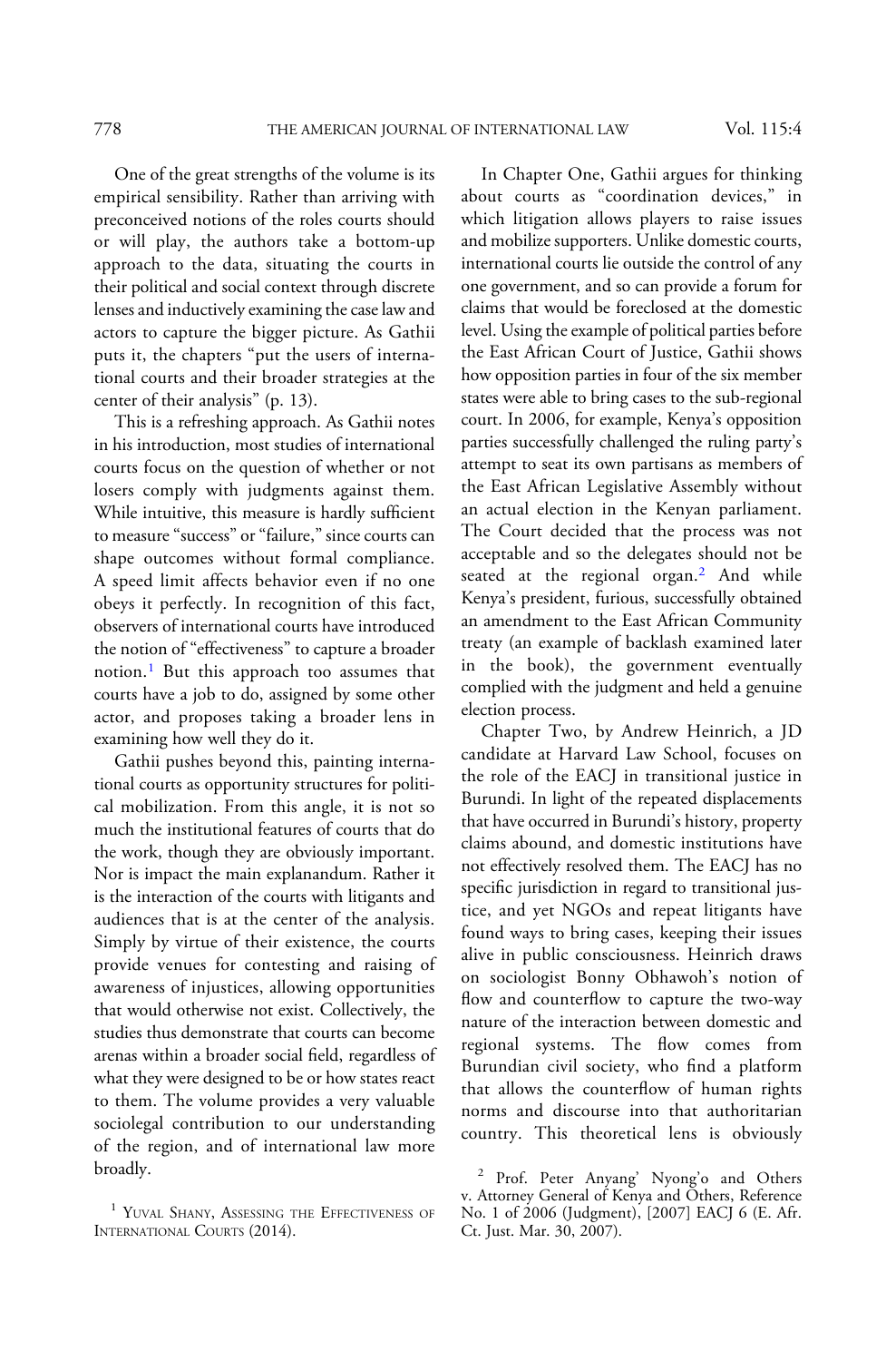One of the great strengths of the volume is its empirical sensibility. Rather than arriving with preconceived notions of the roles courts should or will play, the authors take a bottom-up approach to the data, situating the courts in their political and social context through discrete lenses and inductively examining the case law and actors to capture the bigger picture. As Gathii puts it, the chapters "put the users of international courts and their broader strategies at the center of their analysis" (p. 13).

This is a refreshing approach. As Gathii notes in his introduction, most studies of international courts focus on the question of whether or not losers comply with judgments against them. While intuitive, this measure is hardly sufficient to measure "success" or "failure," since courts can shape outcomes without formal compliance. A speed limit affects behavior even if no one obeys it perfectly. In recognition of this fact, observers of international courts have introduced the notion of "effectiveness" to capture a broader notion.[1] But this approach too assumes that courts have a job to do, assigned by some other actor, and proposes taking a broader lens in examining how well they do it.

Gathii pushes beyond this, painting international courts as opportunity structures for political mobilization. From this angle, it is not so much the institutional features of courts that do the work, though they are obviously important. Nor is impact the main explanandum. Rather it is the interaction of the courts with litigants and audiences that is at the center of the analysis. Simply by virtue of their existence, the courts provide venues for contesting and raising of awareness of injustices, allowing opportunities that would otherwise not exist. Collectively, the studies thus demonstrate that courts can become arenas within a broader social field, regardless of what they were designed to be or how states react to them. The volume provides a very valuable sociolegal contribution to our understanding of the region, and of international law more broadly.

In Chapter One, Gathii argues for thinking about courts as "coordination devices," in which litigation allows players to raise issues and mobilize supporters. Unlike domestic courts, international courts lie outside the control of any one government, and so can provide a forum for claims that would be foreclosed at the domestic level. Using the example of political parties before the East African Court of Justice, Gathii shows how opposition parties in four of the six member states were able to bring cases to the sub-regional court. In 2006, for example, Kenya's opposition parties successfully challenged the ruling party's attempt to seat its own partisans as members of the East African Legislative Assembly without an actual election in the Kenyan parliament. The Court decided that the process was not acceptable and so the delegates should not be seated at the regional organ.[2] And while Kenya's president, furious, successfully obtained an amendment to the East African Community treaty (an example of backlash examined later in the book), the government eventually complied with the judgment and held a genuine election process.

Chapter Two, by Andrew Heinrich, a JD candidate at Harvard Law School, focuses on the role of the EACJ in transitional justice in Burundi. In light of the repeated displacements that have occurred in Burundi's history, property claims abound, and domestic institutions have not effectively resolved them. The EACJ has no specific jurisdiction in regard to transitional justice, and yet NGOs and repeat litigants have found ways to bring cases, keeping their issues alive in public consciousness. Heinrich draws on sociologist Bonny Obhawoh's notion of flow and counterflow to capture the two-way nature of the interaction between domestic and regional systems. The flow comes from Burundian civil society, who find a platform that allows the counterflow of human rights norms and discourse into that authoritarian country. This theoretical lens is obviously

[1] Yuval Shany, Assessing the Effectiveness of International Courts (2014).

[2] Prof. Peter Anyang' Nyong'o and Others v. Attorney General of Kenya and Others, Reference No. 1 of 2006 (Judgment), [2007] EACJ 6 (E. Afr. Ct. Just. Mar. 30, 2007).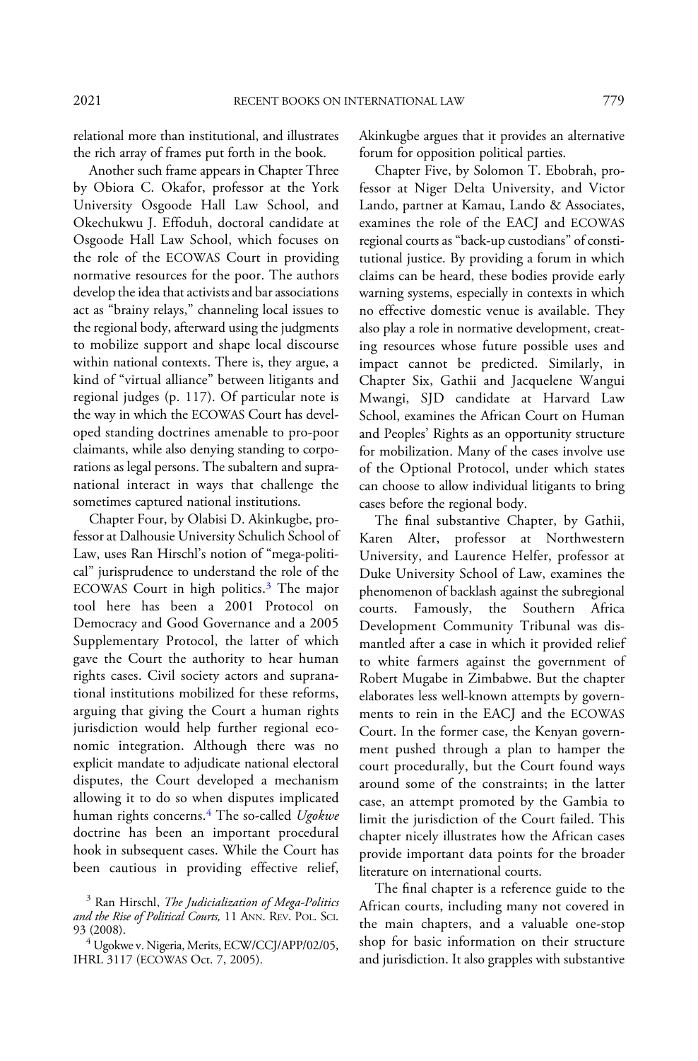relational more than institutional, and illustrates the rich array of frames put forth in the book.

Another such frame appears in Chapter Three by Obiora C. Okafor, professor at the York University Osgoode Hall Law School, and Okechukwu J. Effoduh, doctoral candidate at Osgoode Hall Law School, which focuses on the role of the ECOWAS Court in providing normative resources for the poor. The authors develop the idea that activists and bar associations act as "brainy relays," channeling local issues to the regional body, afterward using the judgments to mobilize support and shape local discourse within national contexts. There is, they argue, a kind of "virtual alliance" between litigants and regional judges (p. 117). Of particular note is the way in which the ECOWAS Court has developed standing doctrines amenable to pro-poor claimants, while also denying standing to corporations as legal persons. The subaltern and supranational interact in ways that challenge the sometimes captured national institutions.

Chapter Four, by Olabisi D. Akinkugbe, professor at Dalhousie University Schulich School of Law, uses Ran Hirschl's notion of "mega-political" jurisprudence to understand the role of the ECOWAS Court in high politics.[3] The major tool here has been a 2001 Protocol on Democracy and Good Governance and a 2005 Supplementary Protocol, the latter of which gave the Court the authority to hear human rights cases. Civil society actors and supranational institutions mobilized for these reforms, arguing that giving the Court a human rights jurisdiction would help further regional economic integration. Although there was no explicit mandate to adjudicate national electoral disputes, the Court developed a mechanism allowing it to do so when disputes implicated human rights concerns.[4] The so-called *Ugokwe* doctrine has been an important procedural hook in subsequent cases. While the Court has been cautious in providing effective relief, Akinkugbe argues that it provides an alternative forum for opposition political parties.

Chapter Five, by Solomon T. Ebobrah, professor at Niger Delta University, and Victor Lando, partner at Kamau, Lando & Associates, examines the role of the EACJ and ECOWAS regional courts as "back-up custodians" of constitutional justice. By providing a forum in which claims can be heard, these bodies provide early warning systems, especially in contexts in which no effective domestic venue is available. They also play a role in normative development, creating resources whose future possible uses and impact cannot be predicted. Similarly, in Chapter Six, Gathii and Jacquelene Wangui Mwangi, SJD candidate at Harvard Law School, examines the African Court on Human and Peoples' Rights as an opportunity structure for mobilization. Many of the cases involve use of the Optional Protocol, under which states can choose to allow individual litigants to bring cases before the regional body.

The final substantive Chapter, by Gathii, Karen Alter, professor at Northwestern University, and Laurence Helfer, professor at Duke University School of Law, examines the phenomenon of backlash against the subregional courts. Famously, the Southern Africa Development Community Tribunal was dismantled after a case in which it provided relief to white farmers against the government of Robert Mugabe in Zimbabwe. But the chapter elaborates less well-known attempts by governments to rein in the EACJ and the ECOWAS Court. In the former case, the Kenyan government pushed through a plan to hamper the court procedurally, but the Court found ways around some of the constraints; in the latter case, an attempt promoted by the Gambia to limit the jurisdiction of the Court failed. This chapter nicely illustrates how the African cases provide important data points for the broader literature on international courts.

The final chapter is a reference guide to the African courts, including many not covered in the main chapters, and a valuable one-stop shop for basic information on their structure and jurisdiction. It also grapples with substantive

[3] Ran Hirschl, *The Judicialization of Mega-Politics and the Rise of Political Courts,* 11 ANN. REV. POL. SCI. 93 (2008).

[4] Ugokwe v. Nigeria, Merits, ECW/CCJ/APP/02/05, IHRL 3117 (ECOWAS Oct. 7, 2005).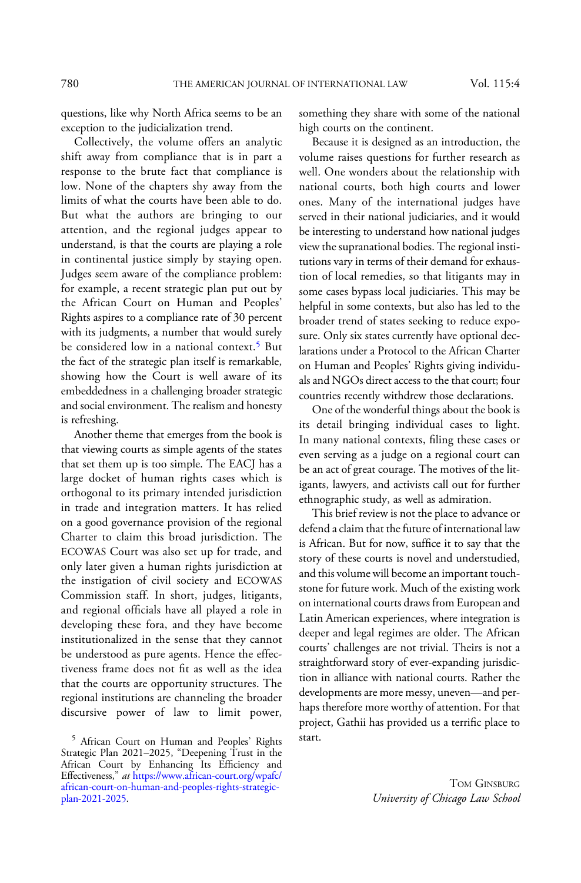questions, like why North Africa seems to be an exception to the judicialization trend.

Collectively, the volume offers an analytic shift away from compliance that is in part a response to the brute fact that compliance is low. None of the chapters shy away from the limits of what the courts have been able to do. But what the authors are bringing to our attention, and the regional judges appear to understand, is that the courts are playing a role in continental justice simply by staying open. Judges seem aware of the compliance problem: for example, a recent strategic plan put out by the African Court on Human and Peoples' Rights aspires to a compliance rate of 30 percent with its judgments, a number that would surely be considered low in a national context.[5] But the fact of the strategic plan itself is remarkable, showing how the Court is well aware of its embeddedness in a challenging broader strategic and social environment. The realism and honesty is refreshing.

Another theme that emerges from the book is that viewing courts as simple agents of the states that set them up is too simple. The EACJ has a large docket of human rights cases which is orthogonal to its primary intended jurisdiction in trade and integration matters. It has relied on a good governance provision of the regional Charter to claim this broad jurisdiction. The ECOWAS Court was also set up for trade, and only later given a human rights jurisdiction at the instigation of civil society and ECOWAS Commission staff. In short, judges, litigants, and regional officials have all played a role in developing these fora, and they have become institutionalized in the sense that they cannot be understood as pure agents. Hence the effectiveness frame does not fit as well as the idea that the courts are opportunity structures. The regional institutions are channeling the broader discursive power of law to limit power, something they share with some of the national high courts on the continent.

Because it is designed as an introduction, the volume raises questions for further research as well. One wonders about the relationship with national courts, both high courts and lower ones. Many of the international judges have served in their national judiciaries, and it would be interesting to understand how national judges view the supranational bodies. The regional institutions vary in terms of their demand for exhaustion of local remedies, so that litigants may in some cases bypass local judiciaries. This may be helpful in some contexts, but also has led to the broader trend of states seeking to reduce exposure. Only six states currently have optional declarations under a Protocol to the African Charter on Human and Peoples' Rights giving individuals and NGOs direct access to the that court; four countries recently withdrew those declarations.

One of the wonderful things about the book is its detail bringing individual cases to light. In many national contexts, filing these cases or even serving as a judge on a regional court can be an act of great courage. The motives of the litigants, lawyers, and activists call out for further ethnographic study, as well as admiration.

This brief review is not the place to advance or defend a claim that the future of international law is African. But for now, suffice it to say that the story of these courts is novel and understudied, and this volume will become an important touchstone for future work. Much of the existing work on international courts draws from European and Latin American experiences, where integration is deeper and legal regimes are older. The African courts' challenges are not trivial. Theirs is not a straightforward story of ever-expanding jurisdiction in alliance with national courts. Rather the developments are more messy, uneven—and perhaps therefore more worthy of attention. For that project, Gathii has provided us a terrific place to start.

Tom Ginsburg
*University of Chicago Law School*

[5] African Court on Human and Peoples' Rights Strategic Plan 2021–2025, "Deepening Trust in the African Court by Enhancing Its Efficiency and Effectiveness," *at* https://www.african-court.org/wpafc/african-court-on-human-and-peoples-rights-strategic-plan-2021-2025.